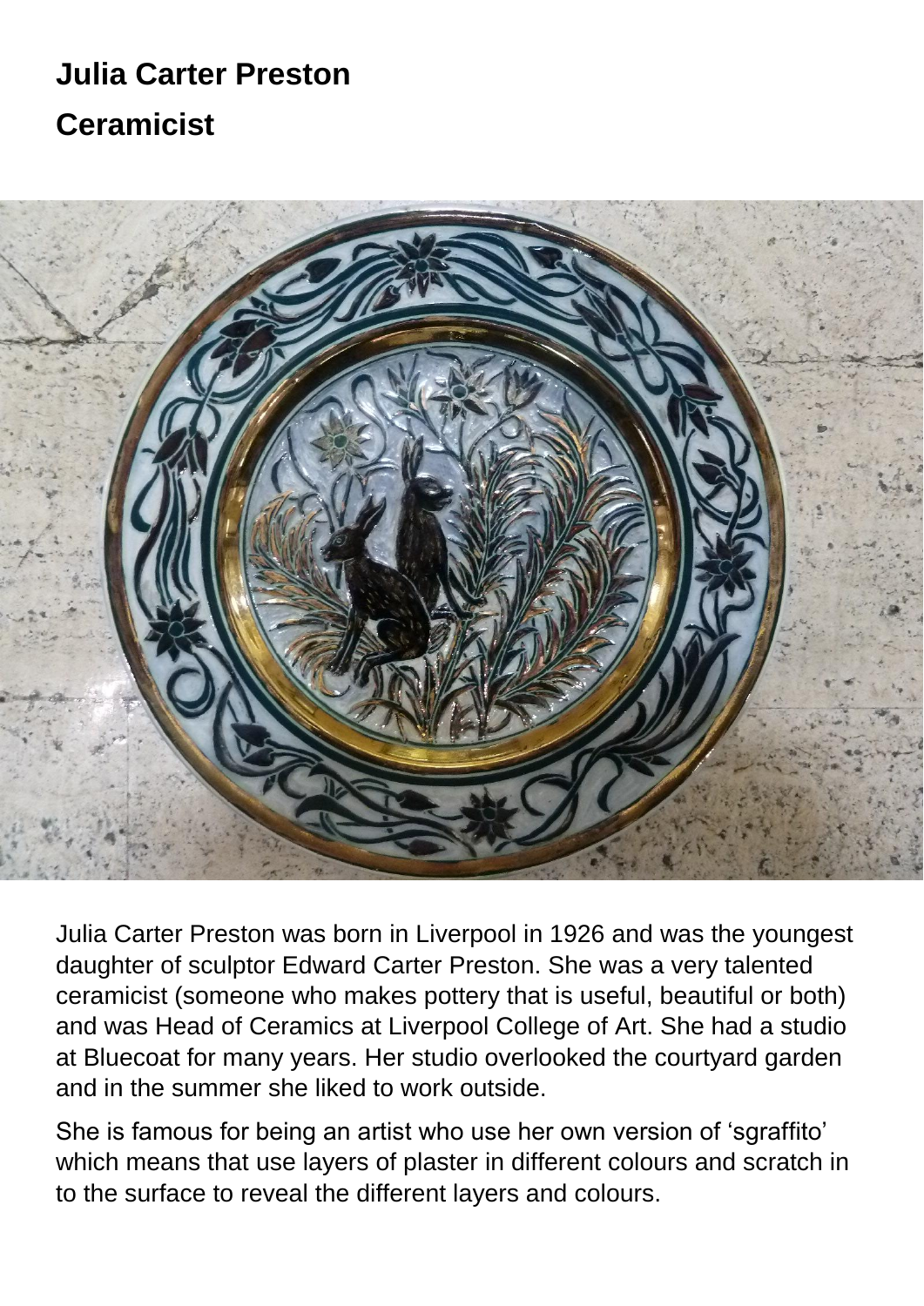# Julia Carter Preston

## Ceramicist

Julia Carter Preston was born in Liverpool in 1926 and was the youngest daughter of sculptor Edward Carter Preston. She was a very talented ceramicist (someone who makes pottery that is useful, beautiful or both) and was Head of Ceramics at Liverpool College of Art. She had a studio at Bluecoat for many years. Her studio overlooked the courtyard garden and in the summer she liked to work outside.

She is famous for being an artist who use her own version of 'sgraffito' which means that use layers of plaster in different colours and scratch in to the surface to reveal the different layers and colours.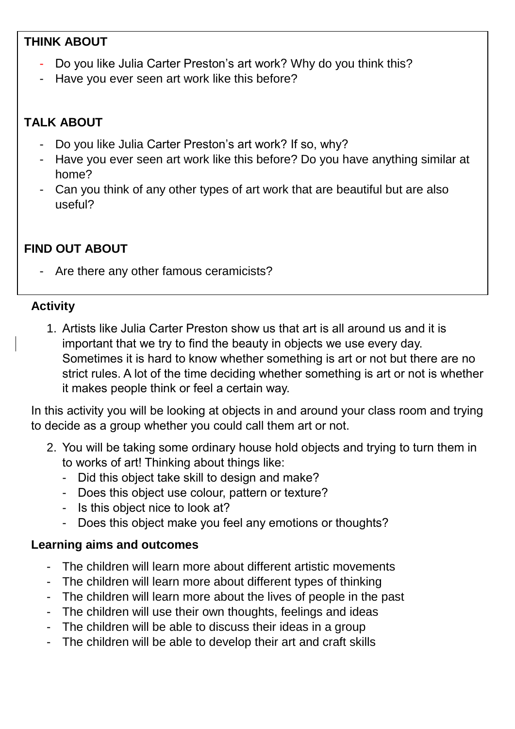**THINK ABOUT**

- Do you like Julia Carter Preston's art work? Why do you think this?
- Have you ever seen art work like this before?

**TALK ABOUT**

- Do you like Julia Carter Preston's art work? If so, why?
- Have you ever seen art work like this before? Do you have anything similar at home?
- Can you think of any other types of art work that are beautiful but are also useful?

**FIND OUT ABOUT**

- Are there any other famous ceramicists?

**Activity**

1. Artists like Julia Carter Preston show us that art is all around us and it is important that we try to find the beauty in objects we use every day. Sometimes it is hard to know whether something is art or not but there are no strict rules. A lot of the time deciding whether something is art or not is whether it makes people think or feel a certain way.

In this activity you will be looking at objects in and around your class room and trying to decide as a group whether you could call them art or not.

2. You will be taking some ordinary house hold objects and trying to turn them in to works of art! Thinking about things like:
   - Did this object take skill to design and make?
   - Does this object use colour, pattern or texture?
   - Is this object nice to look at?
   - Does this object make you feel any emotions or thoughts?

**Learning aims and outcomes**

- The children will learn more about different artistic movements
- The children will learn more about different types of thinking
- The children will learn more about the lives of people in the past
- The children will use their own thoughts, feelings and ideas
- The children will be able to discuss their ideas in a group
- The children will be able to develop their art and craft skills